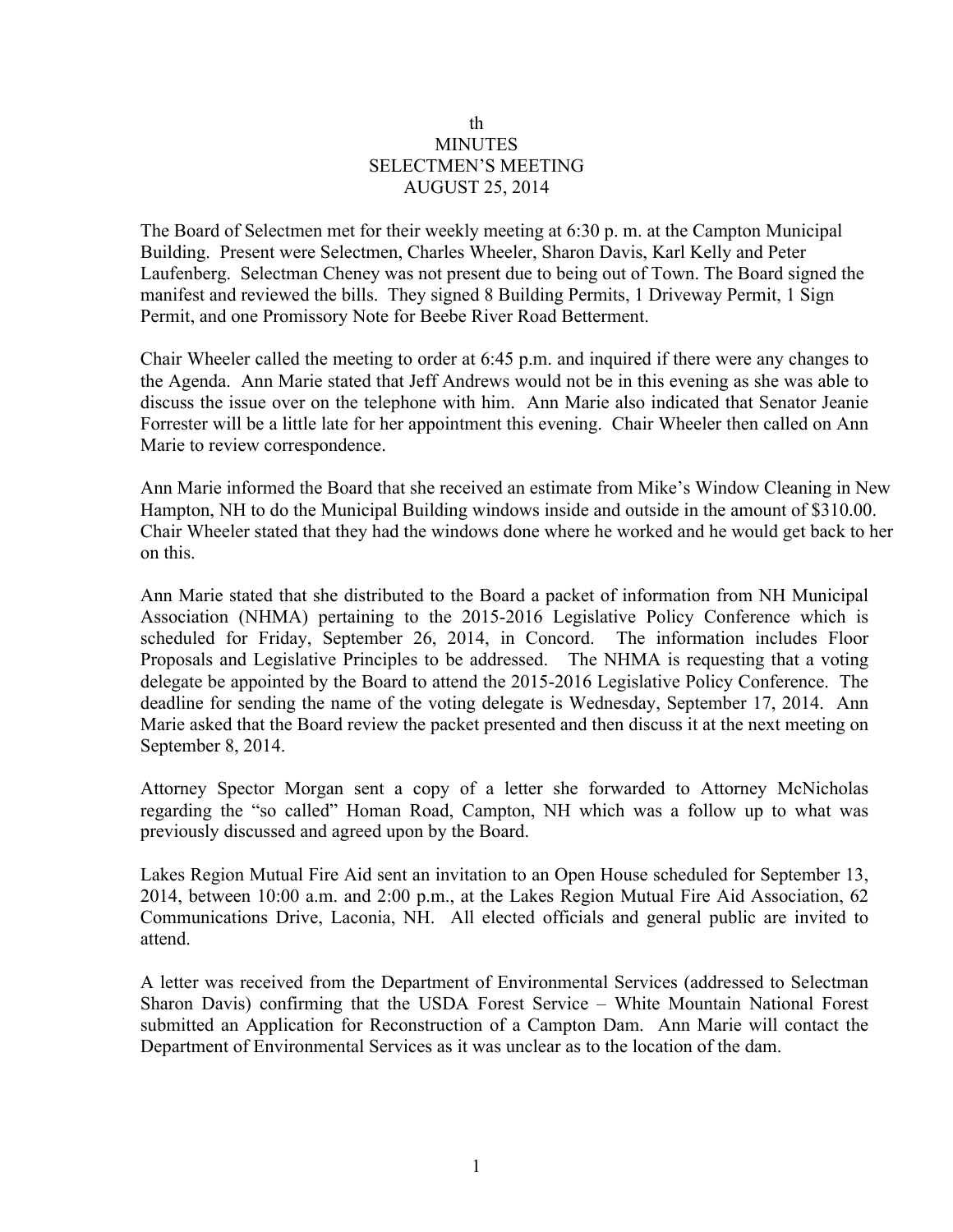th
# MINUTES
# SELECTMEN'S MEETING
# AUGUST 25, 2014

The Board of Selectmen met for their weekly meeting at 6:30 p. m. at the Campton Municipal Building. Present were Selectmen, Charles Wheeler, Sharon Davis, Karl Kelly and Peter Laufenberg. Selectman Cheney was not present due to being out of Town. The Board signed the manifest and reviewed the bills. They signed 8 Building Permits, 1 Driveway Permit, 1 Sign Permit, and one Promissory Note for Beebe River Road Betterment.

Chair Wheeler called the meeting to order at 6:45 p.m. and inquired if there were any changes to the Agenda. Ann Marie stated that Jeff Andrews would not be in this evening as she was able to discuss the issue over on the telephone with him. Ann Marie also indicated that Senator Jeanie Forrester will be a little late for her appointment this evening. Chair Wheeler then called on Ann Marie to review correspondence.

Ann Marie informed the Board that she received an estimate from Mike's Window Cleaning in New Hampton, NH to do the Municipal Building windows inside and outside in the amount of $310.00. Chair Wheeler stated that they had the windows done where he worked and he would get back to her on this.

Ann Marie stated that she distributed to the Board a packet of information from NH Municipal Association (NHMA) pertaining to the 2015-2016 Legislative Policy Conference which is scheduled for Friday, September 26, 2014, in Concord. The information includes Floor Proposals and Legislative Principles to be addressed. The NHMA is requesting that a voting delegate be appointed by the Board to attend the 2015-2016 Legislative Policy Conference. The deadline for sending the name of the voting delegate is Wednesday, September 17, 2014. Ann Marie asked that the Board review the packet presented and then discuss it at the next meeting on September 8, 2014.

Attorney Spector Morgan sent a copy of a letter she forwarded to Attorney McNicholas regarding the "so called" Homan Road, Campton, NH which was a follow up to what was previously discussed and agreed upon by the Board.

Lakes Region Mutual Fire Aid sent an invitation to an Open House scheduled for September 13, 2014, between 10:00 a.m. and 2:00 p.m., at the Lakes Region Mutual Fire Aid Association, 62 Communications Drive, Laconia, NH. All elected officials and general public are invited to attend.

A letter was received from the Department of Environmental Services (addressed to Selectman Sharon Davis) confirming that the USDA Forest Service – White Mountain National Forest submitted an Application for Reconstruction of a Campton Dam. Ann Marie will contact the Department of Environmental Services as it was unclear as to the location of the dam.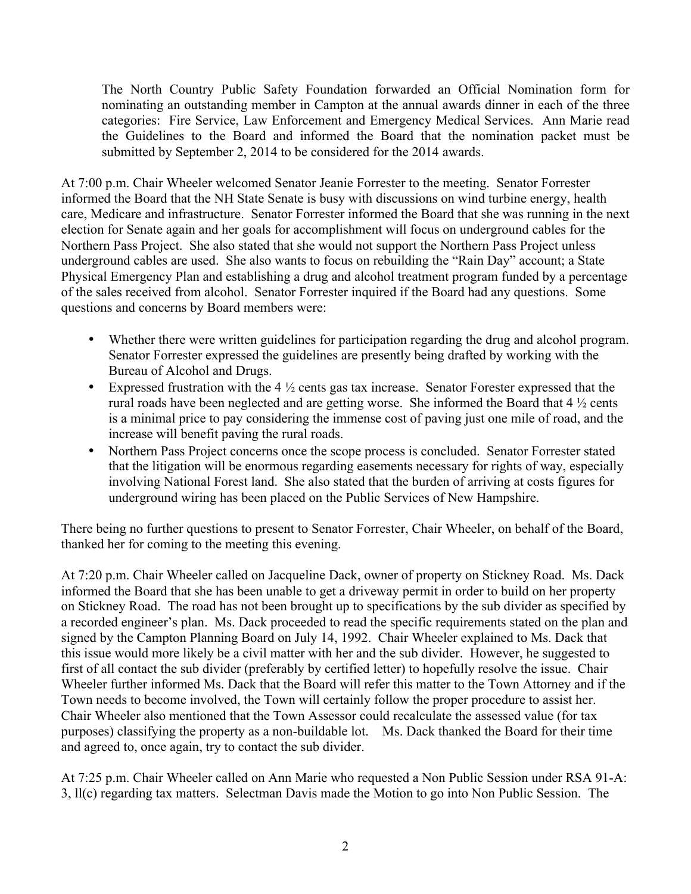The North Country Public Safety Foundation forwarded an Official Nomination form for nominating an outstanding member in Campton at the annual awards dinner in each of the three categories: Fire Service, Law Enforcement and Emergency Medical Services. Ann Marie read the Guidelines to the Board and informed the Board that the nomination packet must be submitted by September 2, 2014 to be considered for the 2014 awards.

At 7:00 p.m. Chair Wheeler welcomed Senator Jeanie Forrester to the meeting. Senator Forrester informed the Board that the NH State Senate is busy with discussions on wind turbine energy, health care, Medicare and infrastructure. Senator Forrester informed the Board that she was running in the next election for Senate again and her goals for accomplishment will focus on underground cables for the Northern Pass Project. She also stated that she would not support the Northern Pass Project unless underground cables are used. She also wants to focus on rebuilding the "Rain Day" account; a State Physical Emergency Plan and establishing a drug and alcohol treatment program funded by a percentage of the sales received from alcohol. Senator Forrester inquired if the Board had any questions. Some questions and concerns by Board members were:

- Whether there were written guidelines for participation regarding the drug and alcohol program. Senator Forrester expressed the guidelines are presently being drafted by working with the Bureau of Alcohol and Drugs.
- Expressed frustration with the 4 ½ cents gas tax increase. Senator Forester expressed that the rural roads have been neglected and are getting worse. She informed the Board that 4 ½ cents is a minimal price to pay considering the immense cost of paving just one mile of road, and the increase will benefit paving the rural roads.
- Northern Pass Project concerns once the scope process is concluded. Senator Forrester stated that the litigation will be enormous regarding easements necessary for rights of way, especially involving National Forest land. She also stated that the burden of arriving at costs figures for underground wiring has been placed on the Public Services of New Hampshire.

There being no further questions to present to Senator Forrester, Chair Wheeler, on behalf of the Board, thanked her for coming to the meeting this evening.

At 7:20 p.m. Chair Wheeler called on Jacqueline Dack, owner of property on Stickney Road. Ms. Dack informed the Board that she has been unable to get a driveway permit in order to build on her property on Stickney Road. The road has not been brought up to specifications by the sub divider as specified by a recorded engineer's plan. Ms. Dack proceeded to read the specific requirements stated on the plan and signed by the Campton Planning Board on July 14, 1992. Chair Wheeler explained to Ms. Dack that this issue would more likely be a civil matter with her and the sub divider. However, he suggested to first of all contact the sub divider (preferably by certified letter) to hopefully resolve the issue. Chair Wheeler further informed Ms. Dack that the Board will refer this matter to the Town Attorney and if the Town needs to become involved, the Town will certainly follow the proper procedure to assist her. Chair Wheeler also mentioned that the Town Assessor could recalculate the assessed value (for tax purposes) classifying the property as a non-buildable lot. Ms. Dack thanked the Board for their time and agreed to, once again, try to contact the sub divider.

At 7:25 p.m. Chair Wheeler called on Ann Marie who requested a Non Public Session under RSA 91-A: 3, ll(c) regarding tax matters. Selectman Davis made the Motion to go into Non Public Session. The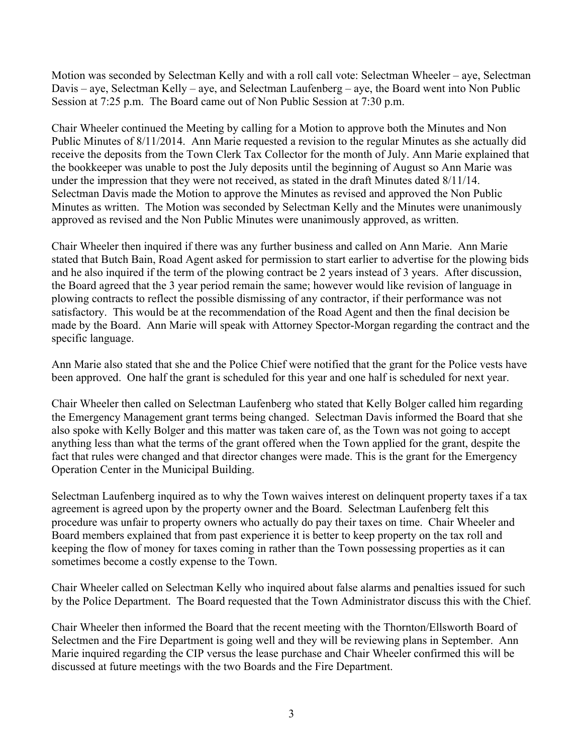Motion was seconded by Selectman Kelly and with a roll call vote: Selectman Wheeler – aye, Selectman Davis – aye, Selectman Kelly – aye, and Selectman Laufenberg – aye, the Board went into Non Public Session at 7:25 p.m. The Board came out of Non Public Session at 7:30 p.m.

Chair Wheeler continued the Meeting by calling for a Motion to approve both the Minutes and Non Public Minutes of 8/11/2014. Ann Marie requested a revision to the regular Minutes as she actually did receive the deposits from the Town Clerk Tax Collector for the month of July. Ann Marie explained that the bookkeeper was unable to post the July deposits until the beginning of August so Ann Marie was under the impression that they were not received, as stated in the draft Minutes dated 8/11/14. Selectman Davis made the Motion to approve the Minutes as revised and approved the Non Public Minutes as written. The Motion was seconded by Selectman Kelly and the Minutes were unanimously approved as revised and the Non Public Minutes were unanimously approved, as written.

Chair Wheeler then inquired if there was any further business and called on Ann Marie. Ann Marie stated that Butch Bain, Road Agent asked for permission to start earlier to advertise for the plowing bids and he also inquired if the term of the plowing contract be 2 years instead of 3 years. After discussion, the Board agreed that the 3 year period remain the same; however would like revision of language in plowing contracts to reflect the possible dismissing of any contractor, if their performance was not satisfactory. This would be at the recommendation of the Road Agent and then the final decision be made by the Board. Ann Marie will speak with Attorney Spector-Morgan regarding the contract and the specific language.

Ann Marie also stated that she and the Police Chief were notified that the grant for the Police vests have been approved. One half the grant is scheduled for this year and one half is scheduled for next year.

Chair Wheeler then called on Selectman Laufenberg who stated that Kelly Bolger called him regarding the Emergency Management grant terms being changed. Selectman Davis informed the Board that she also spoke with Kelly Bolger and this matter was taken care of, as the Town was not going to accept anything less than what the terms of the grant offered when the Town applied for the grant, despite the fact that rules were changed and that director changes were made. This is the grant for the Emergency Operation Center in the Municipal Building.

Selectman Laufenberg inquired as to why the Town waives interest on delinquent property taxes if a tax agreement is agreed upon by the property owner and the Board. Selectman Laufenberg felt this procedure was unfair to property owners who actually do pay their taxes on time. Chair Wheeler and Board members explained that from past experience it is better to keep property on the tax roll and keeping the flow of money for taxes coming in rather than the Town possessing properties as it can sometimes become a costly expense to the Town.

Chair Wheeler called on Selectman Kelly who inquired about false alarms and penalties issued for such by the Police Department. The Board requested that the Town Administrator discuss this with the Chief.

Chair Wheeler then informed the Board that the recent meeting with the Thornton/Ellsworth Board of Selectmen and the Fire Department is going well and they will be reviewing plans in September. Ann Marie inquired regarding the CIP versus the lease purchase and Chair Wheeler confirmed this will be discussed at future meetings with the two Boards and the Fire Department.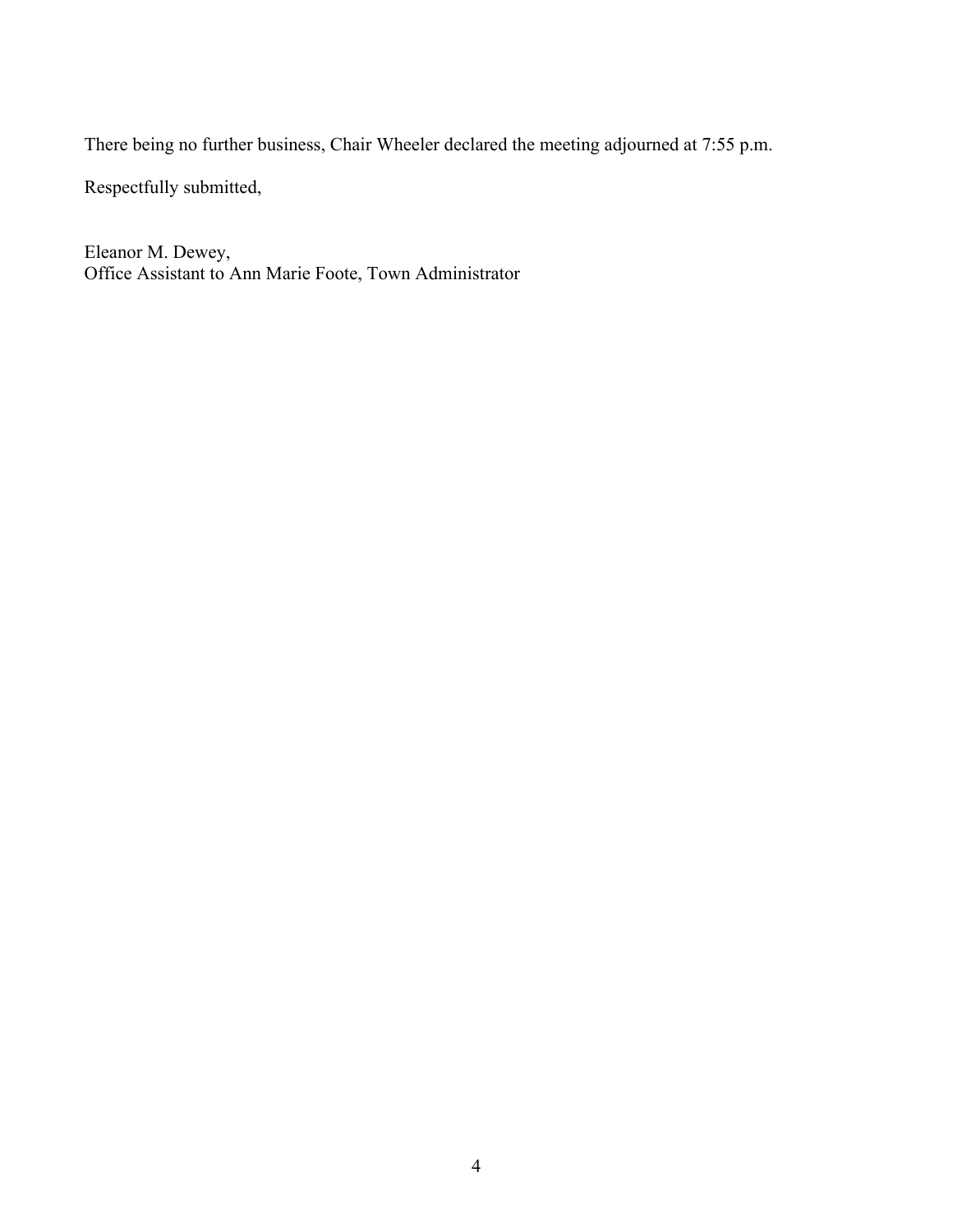There being no further business, Chair Wheeler declared the meeting adjourned at 7:55 p.m.

Respectfully submitted,

Eleanor M. Dewey,
Office Assistant to Ann Marie Foote, Town Administrator